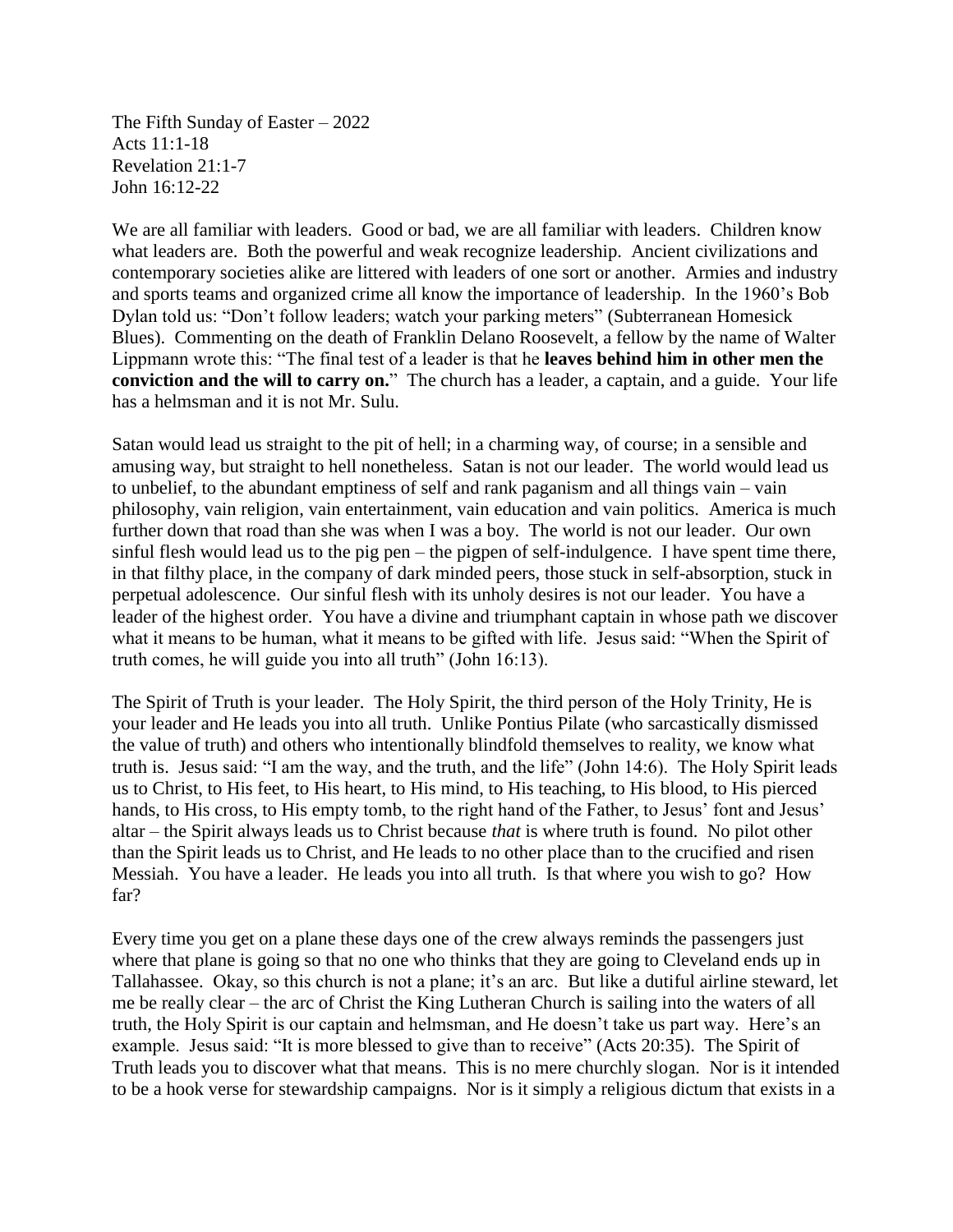The Fifth Sunday of Easter – 2022
Acts 11:1-18
Revelation 21:1-7
John 16:12-22

We are all familiar with leaders. Good or bad, we are all familiar with leaders. Children know what leaders are. Both the powerful and weak recognize leadership. Ancient civilizations and contemporary societies alike are littered with leaders of one sort or another. Armies and industry and sports teams and organized crime all know the importance of leadership. In the 1960's Bob Dylan told us: "Don't follow leaders; watch your parking meters" (Subterranean Homesick Blues). Commenting on the death of Franklin Delano Roosevelt, a fellow by the name of Walter Lippmann wrote this: "The final test of a leader is that he **leaves behind him in other men the conviction and the will to carry on.**" The church has a leader, a captain, and a guide. Your life has a helmsman and it is not Mr. Sulu.

Satan would lead us straight to the pit of hell; in a charming way, of course; in a sensible and amusing way, but straight to hell nonetheless. Satan is not our leader. The world would lead us to unbelief, to the abundant emptiness of self and rank paganism and all things vain – vain philosophy, vain religion, vain entertainment, vain education and vain politics. America is much further down that road than she was when I was a boy. The world is not our leader. Our own sinful flesh would lead us to the pig pen – the pigpen of self-indulgence. I have spent time there, in that filthy place, in the company of dark minded peers, those stuck in self-absorption, stuck in perpetual adolescence. Our sinful flesh with its unholy desires is not our leader. You have a leader of the highest order. You have a divine and triumphant captain in whose path we discover what it means to be human, what it means to be gifted with life. Jesus said: "When the Spirit of truth comes, he will guide you into all truth" (John 16:13).

The Spirit of Truth is your leader. The Holy Spirit, the third person of the Holy Trinity, He is your leader and He leads you into all truth. Unlike Pontius Pilate (who sarcastically dismissed the value of truth) and others who intentionally blindfold themselves to reality, we know what truth is. Jesus said: "I am the way, and the truth, and the life" (John 14:6). The Holy Spirit leads us to Christ, to His feet, to His heart, to His mind, to His teaching, to His blood, to His pierced hands, to His cross, to His empty tomb, to the right hand of the Father, to Jesus' font and Jesus' altar – the Spirit always leads us to Christ because *that* is where truth is found. No pilot other than the Spirit leads us to Christ, and He leads to no other place than to the crucified and risen Messiah. You have a leader. He leads you into all truth. Is that where you wish to go? How far?

Every time you get on a plane these days one of the crew always reminds the passengers just where that plane is going so that no one who thinks that they are going to Cleveland ends up in Tallahassee. Okay, so this church is not a plane; it's an arc. But like a dutiful airline steward, let me be really clear – the arc of Christ the King Lutheran Church is sailing into the waters of all truth, the Holy Spirit is our captain and helmsman, and He doesn't take us part way. Here's an example. Jesus said: "It is more blessed to give than to receive" (Acts 20:35). The Spirit of Truth leads you to discover what that means. This is no mere churchly slogan. Nor is it intended to be a hook verse for stewardship campaigns. Nor is it simply a religious dictum that exists in a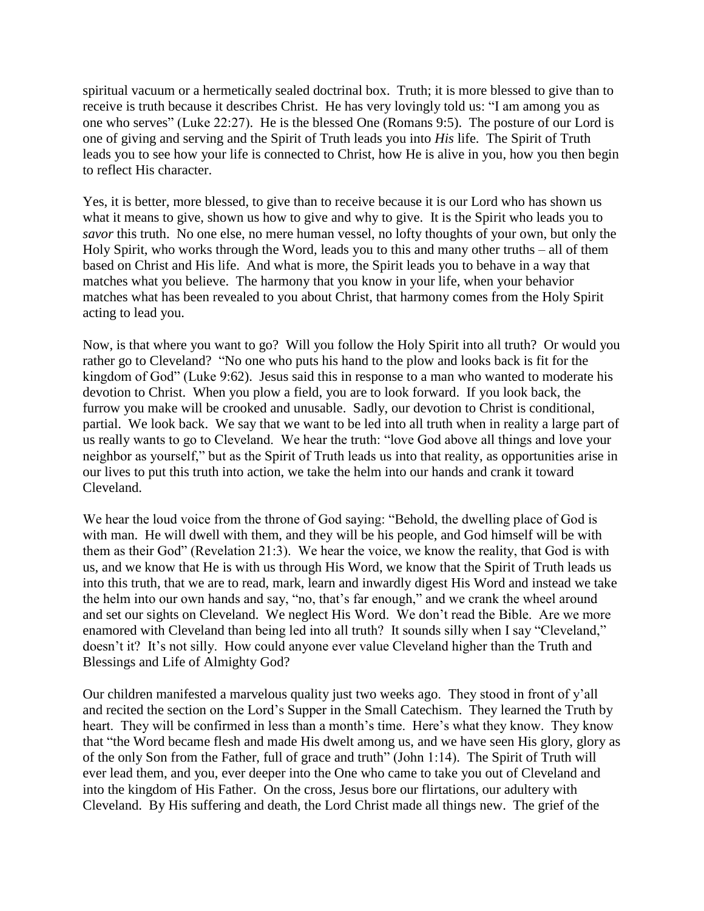spiritual vacuum or a hermetically sealed doctrinal box. Truth; it is more blessed to give than to receive is truth because it describes Christ. He has very lovingly told us: "I am among you as one who serves" (Luke 22:27). He is the blessed One (Romans 9:5). The posture of our Lord is one of giving and serving and the Spirit of Truth leads you into *His* life. The Spirit of Truth leads you to see how your life is connected to Christ, how He is alive in you, how you then begin to reflect His character.

Yes, it is better, more blessed, to give than to receive because it is our Lord who has shown us what it means to give, shown us how to give and why to give. It is the Spirit who leads you to *savor* this truth. No one else, no mere human vessel, no lofty thoughts of your own, but only the Holy Spirit, who works through the Word, leads you to this and many other truths – all of them based on Christ and His life. And what is more, the Spirit leads you to behave in a way that matches what you believe. The harmony that you know in your life, when your behavior matches what has been revealed to you about Christ, that harmony comes from the Holy Spirit acting to lead you.

Now, is that where you want to go? Will you follow the Holy Spirit into all truth? Or would you rather go to Cleveland? "No one who puts his hand to the plow and looks back is fit for the kingdom of God" (Luke 9:62). Jesus said this in response to a man who wanted to moderate his devotion to Christ. When you plow a field, you are to look forward. If you look back, the furrow you make will be crooked and unusable. Sadly, our devotion to Christ is conditional, partial. We look back. We say that we want to be led into all truth when in reality a large part of us really wants to go to Cleveland. We hear the truth: "love God above all things and love your neighbor as yourself," but as the Spirit of Truth leads us into that reality, as opportunities arise in our lives to put this truth into action, we take the helm into our hands and crank it toward Cleveland.

We hear the loud voice from the throne of God saying: "Behold, the dwelling place of God is with man. He will dwell with them, and they will be his people, and God himself will be with them as their God" (Revelation 21:3). We hear the voice, we know the reality, that God is with us, and we know that He is with us through His Word, we know that the Spirit of Truth leads us into this truth, that we are to read, mark, learn and inwardly digest His Word and instead we take the helm into our own hands and say, "no, that's far enough," and we crank the wheel around and set our sights on Cleveland. We neglect His Word. We don't read the Bible. Are we more enamored with Cleveland than being led into all truth? It sounds silly when I say "Cleveland," doesn't it? It's not silly. How could anyone ever value Cleveland higher than the Truth and Blessings and Life of Almighty God?

Our children manifested a marvelous quality just two weeks ago. They stood in front of y'all and recited the section on the Lord's Supper in the Small Catechism. They learned the Truth by heart. They will be confirmed in less than a month's time. Here's what they know. They know that "the Word became flesh and made His dwelt among us, and we have seen His glory, glory as of the only Son from the Father, full of grace and truth" (John 1:14). The Spirit of Truth will ever lead them, and you, ever deeper into the One who came to take you out of Cleveland and into the kingdom of His Father. On the cross, Jesus bore our flirtations, our adultery with Cleveland. By His suffering and death, the Lord Christ made all things new. The grief of the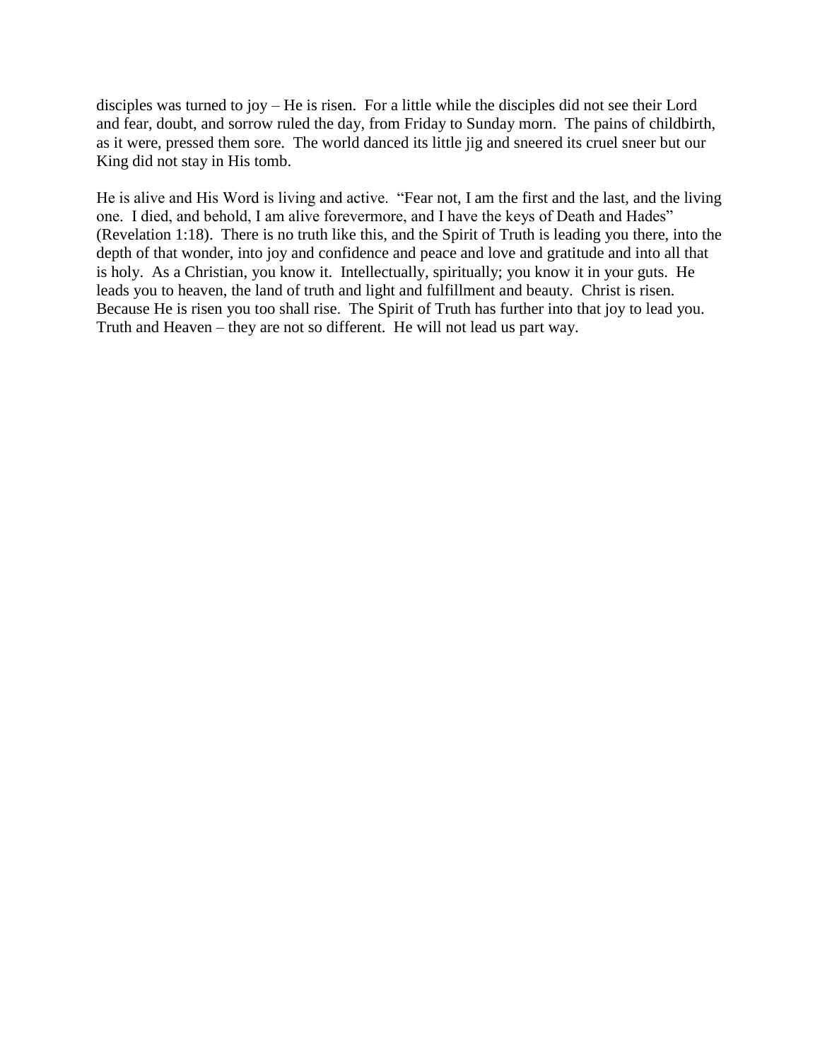disciples was turned to joy – He is risen. For a little while the disciples did not see their Lord and fear, doubt, and sorrow ruled the day, from Friday to Sunday morn. The pains of childbirth, as it were, pressed them sore. The world danced its little jig and sneered its cruel sneer but our King did not stay in His tomb.

He is alive and His Word is living and active. "Fear not, I am the first and the last, and the living one. I died, and behold, I am alive forevermore, and I have the keys of Death and Hades" (Revelation 1:18). There is no truth like this, and the Spirit of Truth is leading you there, into the depth of that wonder, into joy and confidence and peace and love and gratitude and into all that is holy. As a Christian, you know it. Intellectually, spiritually; you know it in your guts. He leads you to heaven, the land of truth and light and fulfillment and beauty. Christ is risen. Because He is risen you too shall rise. The Spirit of Truth has further into that joy to lead you. Truth and Heaven – they are not so different. He will not lead us part way.